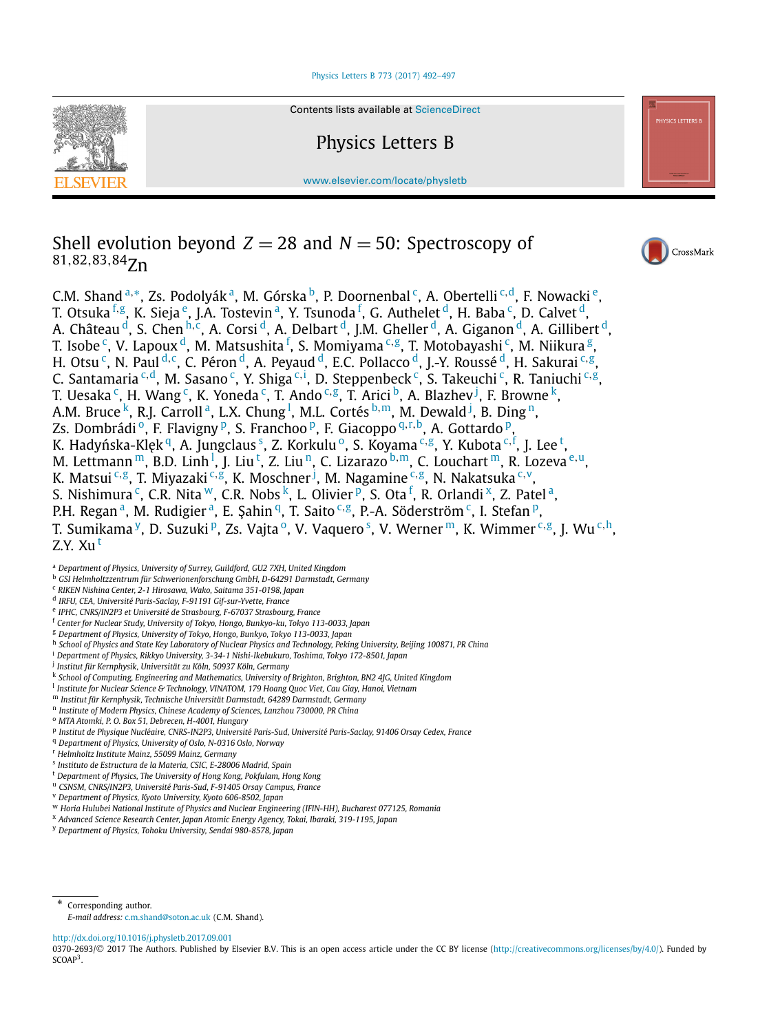Contents lists available at ScienceDirect

# Physics Letters B

www.elsevier.com/locate/physletb

# Shell evolution beyond $Z = 28$ and $N = 50$: Spectroscopy of $^{81,82,83,84}$Zn

C.M. Shand [a,*], Zs. Podolyák [a], M. Górska [b], P. Doornenbal [c], A. Obertelli [c,d], F. Nowacki [e], T. Otsuka [f,g], K. Sieja [e], J.A. Tostevin [a], Y. Tsunoda [f], G. Authelet [d], H. Baba [c], D. Calvet [d], A. Château [d], S. Chen [h,c], A. Corsi [d], A. Delbart [d], J.M. Gheller [d], A. Giganon [d], A. Gillibert [d], T. Isobe [c], V. Lapoux [d], M. Matsushita [f], S. Momiyama [c,g], T. Motobayashi [c], M. Niikura [g], H. Otsu [c], N. Paul [d,c], C. Péron [d], A. Peyaud [d], E.C. Pollacco [d], J.-Y. Roussé [d], H. Sakurai [c,g], C. Santamaria [c,d], M. Sasano [c], Y. Shiga [c,i], D. Steppenbeck [c], S. Takeuchi [c], R. Taniuchi [c,g], T. Uesaka [c], H. Wang [c], K. Yoneda [c], T. Ando [c,g], T. Arici [b], A. Blazhev [j], F. Browne [k], A.M. Bruce [k], R.J. Carroll [a], L.X. Chung [l], M.L. Cortés [b,m], M. Dewald [j], B. Ding [n], Zs. Dombrádi [o], F. Flavigny [p], S. Franchoo [p], F. Giacoppo [q,r,b], A. Gottardo [p], K. Hadyńska-Klęk [q], A. Jungclaus [s], Z. Korkulu [o], S. Koyama [c,g], Y. Kubota [c,f], J. Lee [t], M. Lettmann [m], B.D. Linh [l], J. Liu [t], Z. Liu [n], C. Lizarazo [b,m], C. Louchart [m], R. Lozeva [e,u], K. Matsui [c,g], T. Miyazaki [c,g], K. Moschner [j], M. Nagamine [c,g], N. Nakatsuka [c,v], S. Nishimura [c], C.R. Nita [w], C.R. Nobs [k], L. Olivier [p], S. Ota [f], R. Orlandi [x], Z. Patel [a], P.H. Regan [a], M. Rudigier [a], E. Şahin [q], T. Saito [c,g], P.-A. Söderström [c], I. Stefan [p], T. Sumikama [y], D. Suzuki [p], Zs. Vajta [o], V. Vaquero [s], V. Werner [m], K. Wimmer [c,g], J. Wu [c,h], Z.Y. Xu [t]

[a] Department of Physics, University of Surrey, Guildford, GU2 7XH, United Kingdom
[b] GSI Helmholtzzentrum für Schwerionenforschung GmbH, D-64291 Darmstadt, Germany
[c] RIKEN Nishina Center, 2-1 Hirosawa, Wako, Saitama 351-0198, Japan
[d] IRFU, CEA, Université Paris-Saclay, F-91191 Gif-sur-Yvette, France
[e] IPHC, CNRS/IN2P3 et Université de Strasbourg, F-67037 Strasbourg, France
[f] Center for Nuclear Study, University of Tokyo, Hongo, Bunkyo-ku, Tokyo 113-0033, Japan
[g] Department of Physics, University of Tokyo, Hongo, Bunkyo, Tokyo 113-0033, Japan
[h] School of Physics and State Key Laboratory of Nuclear Physics and Technology, Peking University, Beijing 100871, PR China
[i] Department of Physics, Rikkyo University, 3-34-1 Nishi-Ikebukuro, Toshima, Tokyo 172-8501, Japan
[j] Institut für Kernphysik, Universität zu Köln, 50937 Köln, Germany
[k] School of Computing, Engineering and Mathematics, University of Brighton, Brighton, BN2 4JG, United Kingdom
[l] Institute for Nuclear Science & Technology, VINATOM, 179 Hoang Quoc Viet, Cau Giay, Hanoi, Vietnam
[m] Institut für Kernphysik, Technische Universität Darmstadt, 64289 Darmstadt, Germany
[n] Institute of Modern Physics, Chinese Academy of Sciences, Lanzhou 730000, PR China
[o] MTA Atomki, P. O. Box 51, Debrecen, H-4001, Hungary
[p] Institut de Physique Nucléaire, CNRS-IN2P3, Université Paris-Sud, Université Paris-Saclay, 91406 Orsay Cedex, France
[q] Department of Physics, University of Oslo, N-0316 Oslo, Norway
[r] Helmholtz Institute Mainz, 55099 Mainz, Germany
[s] Instituto de Estructura de la Materia, CSIC, E-28006 Madrid, Spain
[t] Department of Physics, The University of Hong Kong, Pokfulam, Hong Kong
[u] CSNSM, CNRS/IN2P3, Université Paris-Sud, F-91405 Orsay Campus, France
[v] Department of Physics, Kyoto University, Kyoto 606-8502, Japan
[w] Horia Hulubei National Institute of Physics and Nuclear Engineering (IFIN-HH), Bucharest 077125, Romania
[x] Advanced Science Research Center, Japan Atomic Energy Agency, Tokai, Ibaraki, 319-1195, Japan
[y] Department of Physics, Tohoku University, Sendai 980-8578, Japan

\* Corresponding author.
*E-mail address:* c.m.shand@soton.ac.uk (C.M. Shand).

http://dx.doi.org/10.1016/j.physletb.2017.09.001
0370-2693/© 2017 The Authors. Published by Elsevier B.V. This is an open access article under the CC BY license (http://creativecommons.org/licenses/by/4.0/). Funded by SCOAP[3].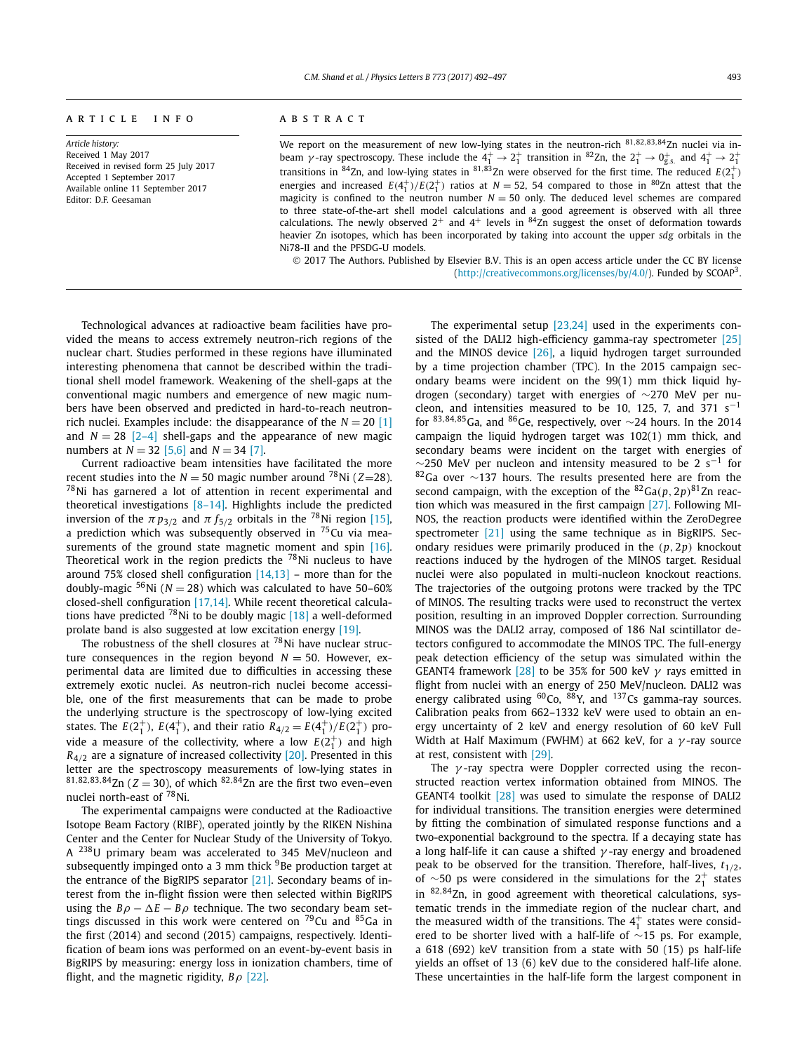## ARTICLE INFO

*Article history:*
Received 1 May 2017
Received in revised form 25 July 2017
Accepted 1 September 2017
Available online 11 September 2017
Editor: D.F. Geesaman

## ABSTRACT

We report on the measurement of new low-lying states in the neutron-rich $^{81,82,83,84}$Zn nuclei via in-beam $\gamma$-ray spectroscopy. These include the $4_1^+ \rightarrow 2_1^+$ transition in $^{82}$Zn, the $2_1^+ \rightarrow 0_{g.s.}^+$ and $4_1^+ \rightarrow 2_1^+$ transitions in $^{84}$Zn, and low-lying states in $^{81,83}$Zn were observed for the first time. The reduced $E(2_1^+)$ energies and increased $E(4_1^+)/E(2_1^+)$ ratios at $N = 52$, 54 compared to those in $^{80}$Zn attest that the magicity is confined to the neutron number $N = 50$ only. The deduced level schemes are compared to three state-of-the-art shell model calculations and a good agreement is observed with all three calculations. The newly observed $2^+$ and $4^+$ levels in $^{84}$Zn suggest the onset of deformation towards heavier Zn isotopes, which has been incorporated by taking into account the upper *sdg* orbitals in the Ni78-II and the PFSDG-U models.

© 2017 The Authors. Published by Elsevier B.V. This is an open access article under the CC BY license (http://creativecommons.org/licenses/by/4.0/). Funded by SCOAP[3].

Technological advances at radioactive beam facilities have provided the means to access extremely neutron-rich regions of the nuclear chart. Studies performed in these regions have illuminated interesting phenomena that cannot be described within the traditional shell model framework. Weakening of the shell-gaps at the conventional magic numbers and emergence of new magic numbers have been observed and predicted in hard-to-reach neutron-rich nuclei. Examples include: the disappearance of the $N = 20$ [1] and $N = 28$ [2–4] shell-gaps and the appearance of new magic numbers at $N = 32$ [5,6] and $N = 34$ [7].

Current radioactive beam intensities have facilitated the more recent studies into the $N = 50$ magic number around $^{78}$Ni ($Z$=28). $^{78}$Ni has garnered a lot of attention in recent experimental and theoretical investigations [8–14]. Highlights include the predicted inversion of the $\pi p_{3/2}$ and $\pi f_{5/2}$ orbitals in the $^{78}$Ni region [15], a prediction which was subsequently observed in $^{75}$Cu via measurements of the ground state magnetic moment and spin [16]. Theoretical work in the region predicts the $^{78}$Ni nucleus to have around 75% closed shell configuration [14,13] – more than for the doubly-magic $^{56}$Ni ($N = 28$) which was calculated to have 50–60% closed-shell configuration [17,14]. While recent theoretical calculations have predicted $^{78}$Ni to be doubly magic [18] a well-deformed prolate band is also suggested at low excitation energy [19].

The robustness of the shell closures at $^{78}$Ni have nuclear structure consequences in the region beyond $N = 50$. However, experimental data are limited due to difficulties in accessing these extremely exotic nuclei. As neutron-rich nuclei become accessible, one of the first measurements that can be made to probe the underlying structure is the spectroscopy of low-lying excited states. The $E(2_1^+)$, $E(4_1^+)$, and their ratio $R_{4/2} = E(4_1^+)/E(2_1^+)$ provide a measure of the collectivity, where a low $E(2_1^+)$ and high $R_{4/2}$ are a signature of increased collectivity [20]. Presented in this letter are the spectroscopy measurements of low-lying states in $^{81,82,83,84}$Zn ($Z = 30$), of which $^{82,84}$Zn are the first two even–even nuclei north-east of $^{78}$Ni.

The experimental campaigns were conducted at the Radioactive Isotope Beam Factory (RIBF), operated jointly by the RIKEN Nishina Center and the Center for Nuclear Study of the University of Tokyo. A $^{238}$U primary beam was accelerated to 345 MeV/nucleon and subsequently impinged onto a 3 mm thick $^{9}$Be production target at the entrance of the BigRIPS separator [21]. Secondary beams of interest from the in-flight fission were then selected within BigRIPS using the $B\rho - \Delta E - B\rho$ technique. The two secondary beam settings discussed in this work were centered on $^{79}$Cu and $^{85}$Ga in the first (2014) and second (2015) campaigns, respectively. Identification of beam ions was performed on an event-by-event basis in BigRIPS by measuring: energy loss in ionization chambers, time of flight, and the magnetic rigidity, $B\rho$ [22].

The experimental setup [23,24] used in the experiments consisted of the DALI2 high-efficiency gamma-ray spectrometer [25] and the MINOS device [26], a liquid hydrogen target surrounded by a time projection chamber (TPC). In the 2015 campaign secondary beams were incident on the 99(1) mm thick liquid hydrogen (secondary) target with energies of ∼270 MeV per nucleon, and intensities measured to be 10, 125, 7, and 371 s$^{-1}$ for $^{83,84,85}$Ga, and $^{86}$Ge, respectively, over ∼24 hours. In the 2014 campaign the liquid hydrogen target was 102(1) mm thick, and secondary beams were incident on the target with energies of ∼250 MeV per nucleon and intensity measured to be 2 s$^{-1}$ for $^{82}$Ga over ∼137 hours. The results presented here are from the second campaign, with the exception of the $^{82}$Ga$(p,2p)^{81}$Zn reaction which was measured in the first campaign [27]. Following MINOS, the reaction products were identified within the ZeroDegree spectrometer [21] using the same technique as in BigRIPS. Secondary residues were primarily produced in the $(p,2p)$ knockout reactions induced by the hydrogen of the MINOS target. Residual nuclei were also populated in multi-nucleon knockout reactions. The trajectories of the outgoing protons were tracked by the TPC of MINOS. The resulting tracks were used to reconstruct the vertex position, resulting in an improved Doppler correction. Surrounding MINOS was the DALI2 array, composed of 186 NaI scintillator detectors configured to accommodate the MINOS TPC. The full-energy peak detection efficiency of the setup was simulated within the GEANT4 framework [28] to be 35% for 500 keV $\gamma$ rays emitted in flight from nuclei with an energy of 250 MeV/nucleon. DALI2 was energy calibrated using $^{60}$Co, $^{88}$Y, and $^{137}$Cs gamma-ray sources. Calibration peaks from 662–1332 keV were used to obtain an energy uncertainty of 2 keV and energy resolution of 60 keV Full Width at Half Maximum (FWHM) at 662 keV, for a $\gamma$-ray source at rest, consistent with [29].

The $\gamma$-ray spectra were Doppler corrected using the reconstructed reaction vertex information obtained from MINOS. The GEANT4 toolkit [28] was used to simulate the response of DALI2 for individual transitions. The transition energies were determined by fitting the combination of simulated response functions and a two-exponential background to the spectra. If a decaying state has a long half-life it can cause a shifted $\gamma$-ray energy and broadened peak to be observed for the transition. Therefore, half-lives, $t_{1/2}$, of ∼50 ps were considered in the simulations for the $2_1^+$ states in $^{82,84}$Zn, in good agreement with theoretical calculations, systematic trends in the immediate region of the nuclear chart, and the measured width of the transitions. The $4_1^+$ states were considered to be shorter lived with a half-life of ∼15 ps. For example, a 618 (692) keV transition from a state with 50 (15) ps half-life yields an offset of 13 (6) keV due to the considered half-life alone. These uncertainties in the half-life form the largest component in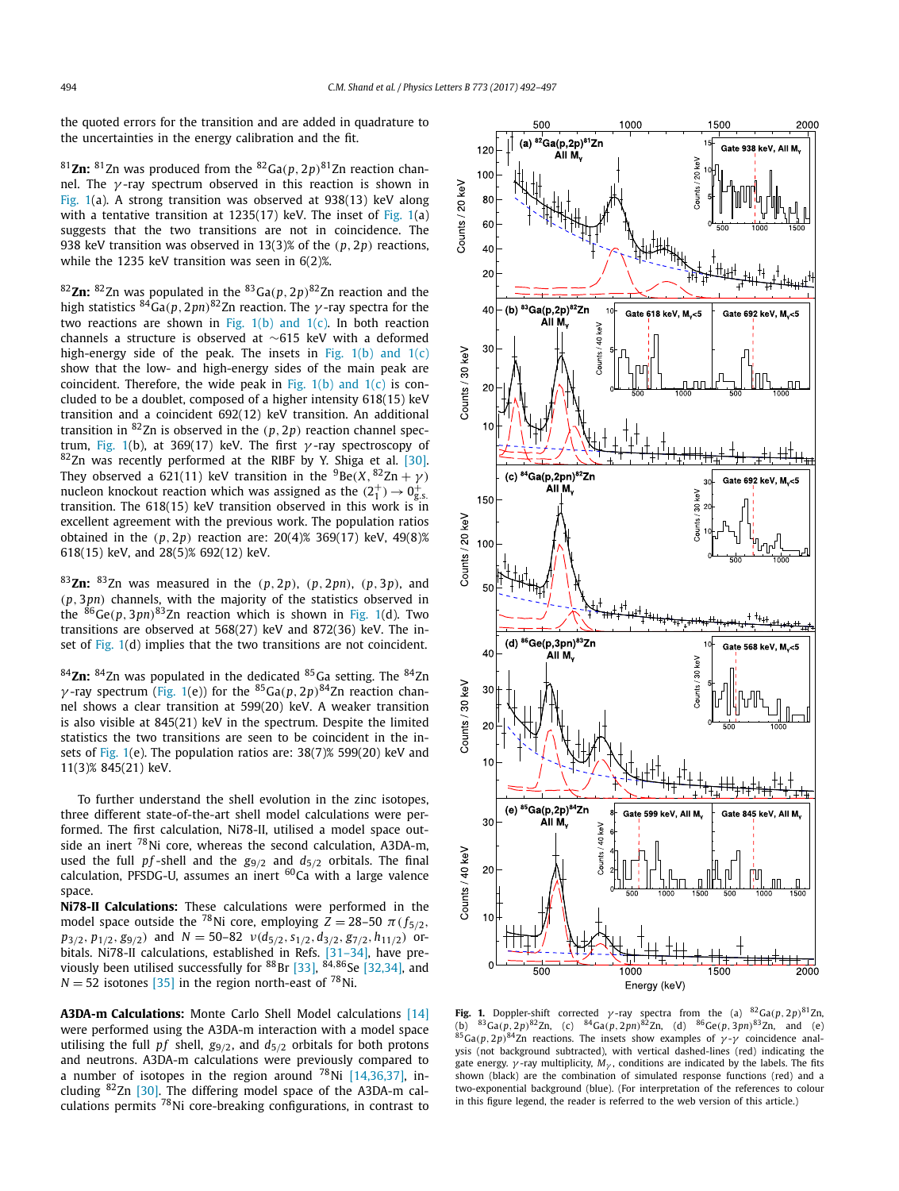the quoted errors for the transition and are added in quadrature to the uncertainties in the energy calibration and the fit.

**$^{81}$Zn:** $^{81}$Zn was produced from the $^{82}$Ga($p, 2p$)$^{81}$Zn reaction channel. The $\gamma$-ray spectrum observed in this reaction is shown in Fig. 1(a). A strong transition was observed at 938(13) keV along with a tentative transition at 1235(17) keV. The inset of Fig. 1(a) suggests that the two transitions are not in coincidence. The 938 keV transition was observed in 13(3)% of the ($p, 2p$) reactions, while the 1235 keV transition was seen in 6(2)%.

**$^{82}$Zn:** $^{82}$Zn was populated in the $^{83}$Ga($p, 2p$)$^{82}$Zn reaction and the high statistics $^{84}$Ga($p, 2pn$)$^{82}$Zn reaction. The $\gamma$-ray spectra for the two reactions are shown in Fig. 1(b) and 1(c). In both reaction channels a structure is observed at ~615 keV with a deformed high-energy side of the peak. The insets in Fig. 1(b) and 1(c) show that the low- and high-energy sides of the main peak are coincident. Therefore, the wide peak in Fig. 1(b) and 1(c) is concluded to be a doublet, composed of a higher intensity 618(15) keV transition and a coincident 692(12) keV transition. An additional transition in $^{82}$Zn is observed in the ($p, 2p$) reaction channel spectrum, Fig. 1(b), at 369(17) keV. The first $\gamma$-ray spectroscopy of $^{82}$Zn was recently performed at the RIBF by Y. Shiga et al. [30]. They observed a 621(11) keV transition in the $^{9}$Be($X$, $^{82}$Zn + $\gamma$) nucleon knockout reaction which was assigned as the $(2^+_1) \rightarrow 0^+_{g.s.}$ transition. The 618(15) keV transition observed in this work is in excellent agreement with the previous work. The population ratios obtained in the ($p, 2p$) reaction are: 20(4)% 369(17) keV, 49(8)% 618(15) keV, and 28(5)% 692(12) keV.

**$^{83}$Zn:** $^{83}$Zn was measured in the ($p, 2p$), ($p, 2pn$), ($p, 3p$), and ($p, 3pn$) channels, with the majority of the statistics observed in the $^{86}$Ge($p, 3pn$)$^{83}$Zn reaction which is shown in Fig. 1(d). Two transitions are observed at 568(27) keV and 872(36) keV. The inset of Fig. 1(d) implies that the two transitions are not coincident.

**$^{84}$Zn:** $^{84}$Zn was populated in the dedicated $^{85}$Ga setting. The $^{84}$Zn $\gamma$-ray spectrum (Fig. 1(e)) for the $^{85}$Ga($p, 2p$)$^{84}$Zn reaction channel shows a clear transition at 599(20) keV. A weaker transition is also visible at 845(21) keV in the spectrum. Despite the limited statistics the two transitions are seen to be coincident in the insets of Fig. 1(e). The population ratios are: 38(7)% 599(20) keV and 11(3)% 845(21) keV.

To further understand the shell evolution in the zinc isotopes, three different state-of-the-art shell model calculations were performed. The first calculation, Ni78-II, utilised a model space outside an inert $^{78}$Ni core, whereas the second calculation, A3DA-m, used the full $pf$-shell and the $g_{9/2}$ and $d_{5/2}$ orbitals. The final calculation, PFSDG-U, assumes an inert $^{60}$Ca with a large valence space.

**Ni78-II Calculations:** These calculations were performed in the model space outside the $^{78}$Ni core, employing $Z = 28$–$50$ $\pi(f_{5/2}, p_{3/2}, p_{1/2}, g_{9/2})$ and $N = 50$–$82$ $\nu(d_{5/2}, s_{1/2}, d_{3/2}, g_{7/2}, h_{11/2})$ orbitals. Ni78-II calculations, established in Refs. [31–34], have previously been utilised successfully for $^{88}$Br [33], $^{84,86}$Se [32,34], and $N = 52$ isotones [35] in the region north-east of $^{78}$Ni.

**A3DA-m Calculations:** Monte Carlo Shell Model calculations [14] were performed using the A3DA-m interaction with a model space utilising the full $pf$ shell, $g_{9/2}$, and $d_{5/2}$ orbitals for both protons and neutrons. A3DA-m calculations were previously compared to a number of isotopes in the region around $^{78}$Ni [14,36,37], including $^{82}$Zn [30]. The differing model space of the A3DA-m calculations permits $^{78}$Ni core-breaking configurations, in contrast to

**Fig. 1.** Doppler-shift corrected $\gamma$-ray spectra from the (a) $^{82}$Ga($p, 2p$)$^{81}$Zn, (b) $^{83}$Ga($p, 2p$)$^{82}$Zn, (c) $^{84}$Ga($p, 2pn$)$^{82}$Zn, (d) $^{86}$Ge($p, 3pn$)$^{83}$Zn, and (e) $^{85}$Ga($p, 2p$)$^{84}$Zn reactions. The insets show examples of $\gamma$-$\gamma$ coincidence analysis (not background subtracted), with vertical dashed-lines (red) indicating the gate energy. $\gamma$-ray multiplicity, $M_\gamma$, conditions are indicated by the labels. The fits shown (black) are the combination of simulated response functions (red) and a two-exponential background (blue). (For interpretation of the references to colour in this figure legend, the reader is referred to the web version of this article.)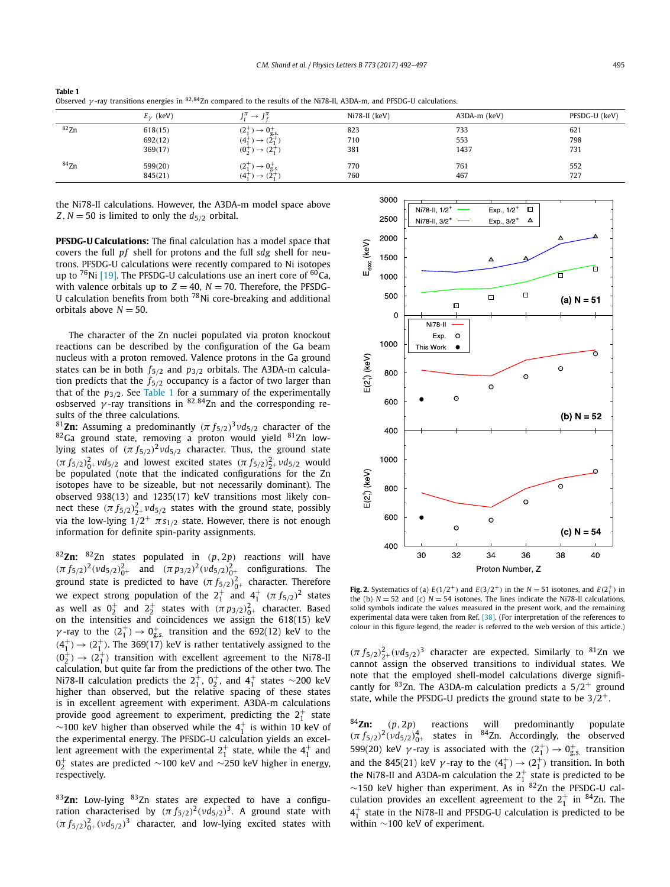**Table 1**
Observed $\gamma$-ray transitions energies in $^{82,84}$Zn compared to the results of the Ni78-II, A3DA-m, and PFSDG-U calculations.

| | $E_\gamma$ (keV) | $J_i^\pi \to J_f^\pi$ | Ni78-II (keV) | A3DA-m (keV) | PFSDG-U (keV) |
|---|---|---|---|---|---|
| $^{82}$Zn | 618(15) | $(2_1^+) \to 0_{g.s.}^+$ | 823 | 733 | 621 |
| | 692(12) | $(4_1^+) \to (2_1^+)$ | 710 | 553 | 798 |
| | 369(17) | $(0_2^+) \to (2_1^+)$ | 381 | 1437 | 731 |
| $^{84}$Zn | 599(20) | $(2_1^+) \to 0_{g.s.}^+$ | 770 | 761 | 552 |
| | 845(21) | $(4_1^+) \to (2_1^+)$ | 760 | 467 | 727 |

the Ni78-II calculations. However, the A3DA-m model space above $Z, N = 50$ is limited to only the $d_{5/2}$ orbital.

**PFSDG-U Calculations:** The final calculation has a model space that covers the full $pf$ shell for protons and the full $sdg$ shell for neutrons. PFSDG-U calculations were recently compared to Ni isotopes up to $^{76}$Ni [19]. The PFSDG-U calculations use an inert core of $^{60}$Ca, with valence orbitals up to $Z = 40$, $N = 70$. Therefore, the PFSDG-U calculation benefits from both $^{78}$Ni core-breaking and additional orbitals above $N = 50$.

The character of the Zn nuclei populated via proton knockout reactions can be described by the configuration of the Ga beam nucleus with a proton removed. Valence protons in the Ga ground states can be in both $f_{5/2}$ and $p_{3/2}$ orbitals. The A3DA-m calculation predicts that the $f_{5/2}$ occupancy is a factor of two larger than that of the $p_{3/2}$. See Table 1 for a summary of the experimentally osbserved $\gamma$-ray transitions in $^{82,84}$Zn and the corresponding results of the three calculations.

**$^{81}$Zn:** Assuming a predominantly $(\pi f_{5/2})^3 \nu d_{5/2}$ character of the $^{82}$Ga ground state, removing a proton would yield $^{81}$Zn low-lying states of $(\pi f_{5/2})^2 \nu d_{5/2}$ character. Thus, the ground state $(\pi f_{5/2})^2_{0^+} \nu d_{5/2}$ and lowest excited states $(\pi f_{5/2})^2_{2^+} \nu d_{5/2}$ would be populated (note that the indicated configurations for the Zn isotopes have to be sizeable, but not necessarily dominant). The observed 938(13) and 1235(17) keV transitions most likely connect these $(\pi f_{5/2})^2_{2^+} \nu d_{5/2}$ states with the ground state, possibly via the low-lying $1/2^+$ $\pi s_{1/2}$ state. However, there is not enough information for definite spin-parity assignments.

**$^{82}$Zn:** $^{82}$Zn states populated in $(p, 2p)$ reactions will have $(\pi f_{5/2})^2 (\nu d_{5/2})^2_{0^+}$ and $(\pi p_{3/2})^2 (\nu d_{5/2})^2_{0^+}$ configurations. The ground state is predicted to have $(\pi f_{5/2})^2_{0^+}$ character. Therefore we expect strong population of the $2_1^+$ and $4_1^+$ $(\pi f_{5/2})^2$ states as well as $0_2^+$ and $2_2^+$ states with $(\pi p_{3/2})^2_{0^+}$ character. Based on the intensities and coincidences we assign the 618(15) keV $\gamma$-ray to the $(2_1^+) \to 0_{g.s.}^+$ transition and the 692(12) keV to the $(4_1^+) \to (2_1^+)$. The 369(17) keV is rather tentatively assigned to the $(0_2^+) \to (2_1^+)$ transition with excellent agreement to the Ni78-II calculation, but quite far from the predictions of the other two. The Ni78-II calculation predicts the $2_1^+$, $0_2^+$, and $4_1^+$ states ~200 keV higher than observed, but the relative spacing of these states is in excellent agreement with experiment. A3DA-m calculations provide good agreement to experiment, predicting the $2_1^+$ state ~100 keV higher than observed while the $4_1^+$ is within 10 keV of the experimental energy. The PFSDG-U calculation yields an excellent agreement with the experimental $2_1^+$ state, while the $4_1^+$ and $0_2^+$ states are predicted ~100 keV and ~250 keV higher in energy, respectively.

**$^{83}$Zn:** Low-lying $^{83}$Zn states are expected to have a configuration characterised by $(\pi f_{5/2})^2 (\nu d_{5/2})^3$. A ground state with $(\pi f_{5/2})^2_{0^+} (\nu d_{5/2})^3$ character, and low-lying excited states with $(\pi f_{5/2})^2_{2^+} (\nu d_{5/2})^3$ character are expected. Similarly to $^{81}$Zn we cannot associate the observed transitions to individual states. We note that the employed shell-model calculations diverge significantly for $^{83}$Zn. The A3DA-m calculation predicts a $5/2^+$ ground state, while the PFSDG-U predicts the ground state to be $3/2^+$.

**$^{84}$Zn:** $(p, 2p)$ reactions will predominantly populate $(\pi f_{5/2})^2 (\nu d_{5/2})^4_{0^+}$ states in $^{84}$Zn. Accordingly, the observed 599(20) keV $\gamma$-ray is associated with the $(2_1^+) \to 0_{g.s.}^+$ transition and the 845(21) keV $\gamma$-ray to the $(4_1^+) \to (2_1^+)$ transition. In both the Ni78-II and A3DA-m calculation the $2_1^+$ state is predicted to be ~150 keV higher than experiment. As in $^{82}$Zn the PFSDG-U calculation provides an excellent agreement to the $2_1^+$ in $^{84}$Zn. The $4_1^+$ state in the Ni78-II and PFSDG-U calculation is predicted to be within ~100 keV of experiment.

**Fig. 2.** Systematics of (a) $E(1/2^+)$ and $E(3/2^+)$ in the $N = 51$ isotones, and $E(2_1^+)$ in the (b) $N = 52$ and (c) $N = 54$ isotones. The lines indicate the Ni78-II calculations, solid symbols indicate the values measured in the present work, and the remaining experimental data were taken from Ref. [38]. (For interpretation of the references to colour in this figure legend, the reader is referred to the web version of this article.)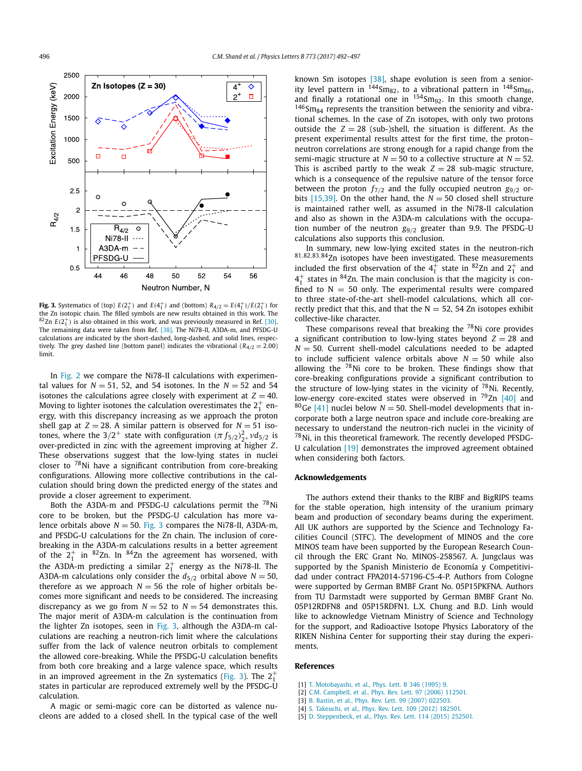**Fig. 3.** Systematics of (top) $E(2_1^+)$ and $E(4_1^+)$ and (bottom) $R_{4/2} = E(4_1^+)/E(2_1^+)$ for the Zn isotopic chain. The filled symbols are new results obtained in this work. The $^{82}$Zn $E(2_1^+)$ is also obtained in this work, and was previously measured in Ref. [30]. The remaining data were taken from Ref. [38]. The Ni78-II, A3DA-m, and PFSDG-U calculations are indicated by the short-dashed, long-dashed, and solid lines, respectively. The grey dashed line (bottom panel) indicates the vibrational ($R_{4/2} = 2.00$) limit.

In Fig. 2 we compare the Ni78-II calculations with experimental values for $N = 51$, 52, and 54 isotones. In the $N = 52$ and 54 isotones the calculations agree closely with experiment at $Z = 40$. Moving to lighter isotones the calculation overestimates the $2_1^+$ energy, with this discrepancy increasing as we approach the proton shell gap at $Z = 28$. A similar pattern is observed for $N = 51$ isotones, where the $3/2^+$ state with configuration $(\pi f_{5/2})^2_{2^+} \nu d_{5/2}$ is over-predicted in zinc with the agreement improving at higher $Z$. These observations suggest that the low-lying states in nuclei closer to $^{78}$Ni have a significant contribution from core-breaking configurations. Allowing more collective contributions in the calculation should bring down the predicted energy of the states and provide a closer agreement to experiment.

Both the A3DA-m and PFSDG-U calculations permit the $^{78}$Ni core to be broken, but the PFSDG-U calculation has more valence orbitals above $N = 50$. Fig. 3 compares the Ni78-II, A3DA-m, and PFSDG-U calculations for the Zn chain. The inclusion of core-breaking in the A3DA-m calculations results in a better agreement of the $2_1^+$ in $^{82}$Zn. In $^{84}$Zn the agreement has worsened, with the A3DA-m predicting a similar $2_1^+$ energy as the Ni78-II. The A3DA-m calculations only consider the $d_{5/2}$ orbital above $N = 50$, therefore as we approach $N = 56$ the role of higher orbitals becomes more significant and needs to be considered. The increasing discrepancy as we go from $N = 52$ to $N = 54$ demonstrates this. The major merit of A3DA-m calculation is the continuation from the lighter Zn isotopes, seen in Fig. 3, although the A3DA-m calculations are reaching a neutron-rich limit where the calculations suffer from the lack of valence neutron orbitals to complement the allowed core-breaking. While the PFSDG-U calculation benefits from both core breaking and a large valence space, which results in an improved agreement in the Zn systematics (Fig. 3). The $2_1^+$ states in particular are reproduced extremely well by the PFSDG-U calculation.

A magic or semi-magic core can be distorted as valence nucleons are added to a closed shell. In the typical case of the well known Sm isotopes [38], shape evolution is seen from a seniority level pattern in $^{144}$Sm$_{82}$, to a vibrational pattern in $^{148}$Sm$_{86}$, and finally a rotational one in $^{154}$Sm$_{92}$. In this smooth change, $^{146}$Sm$_{84}$ represents the transition between the seniority and vibrational schemes. In the case of Zn isotopes, with only two protons outside the $Z = 28$ (sub-)shell, the situation is different. As the present experimental results attest for the first time, the proton–neutron correlations are strong enough for a rapid change from the semi-magic structure at $N = 50$ to a collective structure at $N = 52$. This is ascribed partly to the weak $Z = 28$ sub-magic structure, which is a consequence of the repulsive nature of the tensor force between the proton $f_{7/2}$ and the fully occupied neutron $g_{9/2}$ orbits [15,39]. On the other hand, the $N = 50$ closed shell structure is maintained rather well, as assumed in the Ni78-II calculation and also as shown in the A3DA-m calculations with the occupation number of the neutron $g_{9/2}$ greater than 9.9. The PFSDG-U calculations also supports this conclusion.

In summary, new low-lying excited states in the neutron-rich $^{81,82,83,84}$Zn isotopes have been investigated. These measurements included the first observation of the $4_1^+$ state in $^{82}$Zn and $2_1^+$ and $4_1^+$ states in $^{84}$Zn. The main conclusion is that the magicity is confined to $N = 50$ only. The experimental results were compared to three state-of-the-art shell-model calculations, which all correctly predict that this, and that the $N = 52$, 54 Zn isotopes exhibit collective-like character.

These comparisons reveal that breaking the $^{78}$Ni core provides a significant contribution to low-lying states beyond $Z = 28$ and $N = 50$. Current shell-model calculations need to be adapted to include sufficient valence orbitals above $N = 50$ while also allowing the $^{78}$Ni core to be broken. These findings show that core-breaking configurations provide a significant contribution to the structure of low-lying states in the vicinity of $^{78}$Ni. Recently, low-energy core-excited states were observed in $^{79}$Zn [40] and $^{80}$Ge [41] nuclei below $N = 50$. Shell-model developments that incorporate both a large neutron space and include core-breaking are necessary to understand the neutron-rich nuclei in the vicinity of $^{78}$Ni, in this theoretical framework. The recently developed PFSDG-U calculation [19] demonstrates the improved agreement obtained when considering both factors.

## Acknowledgements

The authors extend their thanks to the RIBF and BigRIPS teams for the stable operation, high intensity of the uranium primary beam and production of secondary beams during the experiment. All UK authors are supported by the Science and Technology Facilities Council (STFC). The development of MINOS and the core MINOS team have been supported by the European Research Council through the ERC Grant No. MINOS-258567. A. Jungclaus was supported by the Spanish Ministerio de Economía y Competitividad under contract FPA2014-57196-C5-4-P. Authors from Cologne were supported by German BMBF Grant No. 05P15PKFNA. Authors from TU Darmstadt were supported by German BMBF Grant No. 05P12RDFN8 and 05P15RDFN1. L.X. Chung and B.D. Linh would like to acknowledge Vietnam Ministry of Science and Technology for the support, and Radioactive Isotope Physics Laboratory of the RIKEN Nishina Center for supporting their stay during the experiments.

## References

[1] T. Motobayashi, et al., Phys. Lett. B 346 (1995) 9.
[2] C.M. Campbell, et al., Phys. Rev. Lett. 97 (2006) 112501.
[3] B. Bastin, et al., Phys. Rev. Lett. 99 (2007) 022503.
[4] S. Takeuchi, et al., Phys. Rev. Lett. 109 (2012) 182501.
[5] D. Steppenbeck, et al., Phys. Rev. Lett. 114 (2015) 252501.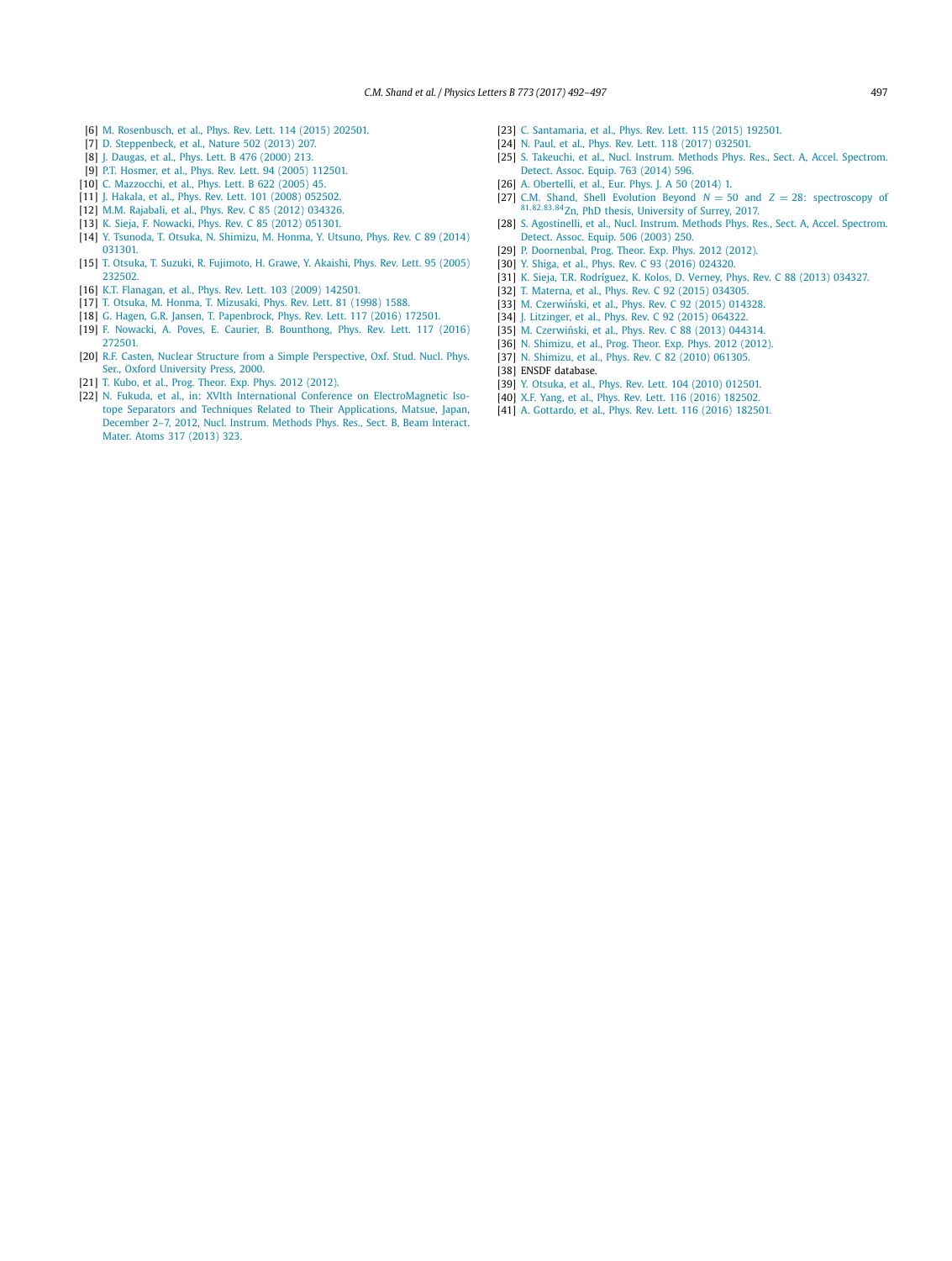[6] M. Rosenbusch, et al., Phys. Rev. Lett. 114 (2015) 202501.
[7] D. Steppenbeck, et al., Nature 502 (2013) 207.
[8] J. Daugas, et al., Phys. Lett. B 476 (2000) 213.
[9] P.T. Hosmer, et al., Phys. Rev. Lett. 94 (2005) 112501.
[10] C. Mazzocchi, et al., Phys. Lett. B 622 (2005) 45.
[11] J. Hakala, et al., Phys. Rev. Lett. 101 (2008) 052502.
[12] M.M. Rajabali, et al., Phys. Rev. C 85 (2012) 034326.
[13] K. Sieja, F. Nowacki, Phys. Rev. C 85 (2012) 051301.
[14] Y. Tsunoda, T. Otsuka, N. Shimizu, M. Honma, Y. Utsuno, Phys. Rev. C 89 (2014) 031301.
[15] T. Otsuka, T. Suzuki, R. Fujimoto, H. Grawe, Y. Akaishi, Phys. Rev. Lett. 95 (2005) 232502.
[16] K.T. Flanagan, et al., Phys. Rev. Lett. 103 (2009) 142501.
[17] T. Otsuka, M. Honma, T. Mizusaki, Phys. Rev. Lett. 81 (1998) 1588.
[18] G. Hagen, G.R. Jansen, T. Papenbrock, Phys. Rev. Lett. 117 (2016) 172501.
[19] F. Nowacki, A. Poves, E. Caurier, B. Bounthong, Phys. Rev. Lett. 117 (2016) 272501.
[20] R.F. Casten, Nuclear Structure from a Simple Perspective, Oxf. Stud. Nucl. Phys. Ser., Oxford University Press, 2000.
[21] T. Kubo, et al., Prog. Theor. Exp. Phys. 2012 (2012).
[22] N. Fukuda, et al., in: XVIth International Conference on ElectroMagnetic Isotope Separators and Techniques Related to Their Applications, Matsue, Japan, December 2–7, 2012, Nucl. Instrum. Methods Phys. Res., Sect. B, Beam Interact. Mater. Atoms 317 (2013) 323.
[23] C. Santamaria, et al., Phys. Rev. Lett. 115 (2015) 192501.
[24] N. Paul, et al., Phys. Rev. Lett. 118 (2017) 032501.
[25] S. Takeuchi, et al., Nucl. Instrum. Methods Phys. Res., Sect. A, Accel. Spectrom. Detect. Assoc. Equip. 763 (2014) 596.
[26] A. Obertelli, et al., Eur. Phys. J. A 50 (2014) 1.
[27] C.M. Shand, Shell Evolution Beyond $N = 50$ and $Z = 28$: spectroscopy of $^{81,82,83,84}$Zn, PhD thesis, University of Surrey, 2017.
[28] S. Agostinelli, et al., Nucl. Instrum. Methods Phys. Res., Sect. A, Accel. Spectrom. Detect. Assoc. Equip. 506 (2003) 250.
[29] P. Doornenbal, Prog. Theor. Exp. Phys. 2012 (2012).
[30] Y. Shiga, et al., Phys. Rev. C 93 (2016) 024320.
[31] K. Sieja, T.R. Rodríguez, K. Kolos, D. Verney, Phys. Rev. C 88 (2013) 034327.
[32] T. Materna, et al., Phys. Rev. C 92 (2015) 034305.
[33] M. Czerwiński, et al., Phys. Rev. C 92 (2015) 014328.
[34] J. Litzinger, et al., Phys. Rev. C 92 (2015) 064322.
[35] M. Czerwiński, et al., Phys. Rev. C 88 (2013) 044314.
[36] N. Shimizu, et al., Prog. Theor. Exp. Phys. 2012 (2012).
[37] N. Shimizu, et al., Phys. Rev. C 82 (2010) 061305.
[38] ENSDF database.
[39] Y. Otsuka, et al., Phys. Rev. Lett. 104 (2010) 012501.
[40] X.F. Yang, et al., Phys. Rev. Lett. 116 (2016) 182502.
[41] A. Gottardo, et al., Phys. Rev. Lett. 116 (2016) 182501.